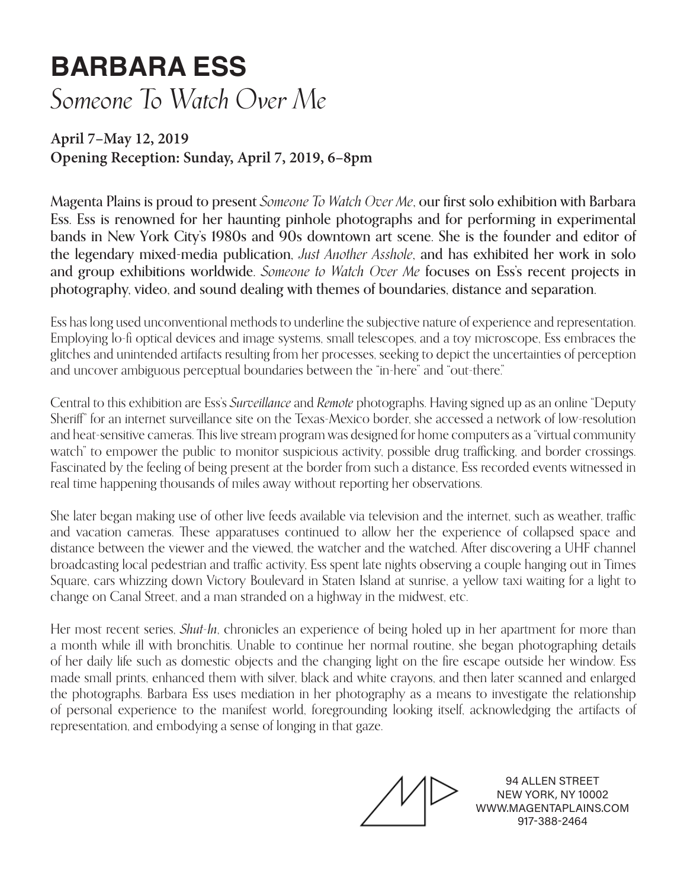# BARBARA ESS

## *Someone To Watch Over Me*

**April 7–May 12, 2019**
**Opening Reception: Sunday, April 7, 2019, 6–8pm**

Magenta Plains is proud to present *Someone To Watch Over Me*, our first solo exhibition with Barbara Ess. Ess is renowned for her haunting pinhole photographs and for performing in experimental bands in New York City's 1980s and 90s downtown art scene. She is the founder and editor of the legendary mixed-media publication, *Just Another Asshole*, and has exhibited her work in solo and group exhibitions worldwide. *Someone to Watch Over Me* focuses on Ess's recent projects in photography, video, and sound dealing with themes of boundaries, distance and separation.

Ess has long used unconventional methods to underline the subjective nature of experience and representation. Employing lo-fi optical devices and image systems, small telescopes, and a toy microscope, Ess embraces the glitches and unintended artifacts resulting from her processes, seeking to depict the uncertainties of perception and uncover ambiguous perceptual boundaries between the "in-here" and "out-there."

Central to this exhibition are Ess's *Surveillance* and *Remote* photographs. Having signed up as an online "Deputy Sheriff" for an internet surveillance site on the Texas-Mexico border, she accessed a network of low-resolution and heat-sensitive cameras. This live stream program was designed for home computers as a "virtual community watch" to empower the public to monitor suspicious activity, possible drug trafficking, and border crossings. Fascinated by the feeling of being present at the border from such a distance, Ess recorded events witnessed in real time happening thousands of miles away without reporting her observations.

She later began making use of other live feeds available via television and the internet, such as weather, traffic and vacation cameras. These apparatuses continued to allow her the experience of collapsed space and distance between the viewer and the viewed, the watcher and the watched. After discovering a UHF channel broadcasting local pedestrian and traffic activity, Ess spent late nights observing a couple hanging out in Times Square, cars whizzing down Victory Boulevard in Staten Island at sunrise, a yellow taxi waiting for a light to change on Canal Street, and a man stranded on a highway in the midwest, etc.

Her most recent series, *Shut-In*, chronicles an experience of being holed up in her apartment for more than a month while ill with bronchitis. Unable to continue her normal routine, she began photographing details of her daily life such as domestic objects and the changing light on the fire escape outside her window. Ess made small prints, enhanced them with silver, black and white crayons, and then later scanned and enlarged the photographs. Barbara Ess uses mediation in her photography as a means to investigate the relationship of personal experience to the manifest world, foregrounding looking itself, acknowledging the artifacts of representation, and embodying a sense of longing in that gaze.

94 ALLEN STREET
NEW YORK, NY 10002
WWW.MAGENTAPLAINS.COM
917-388-2464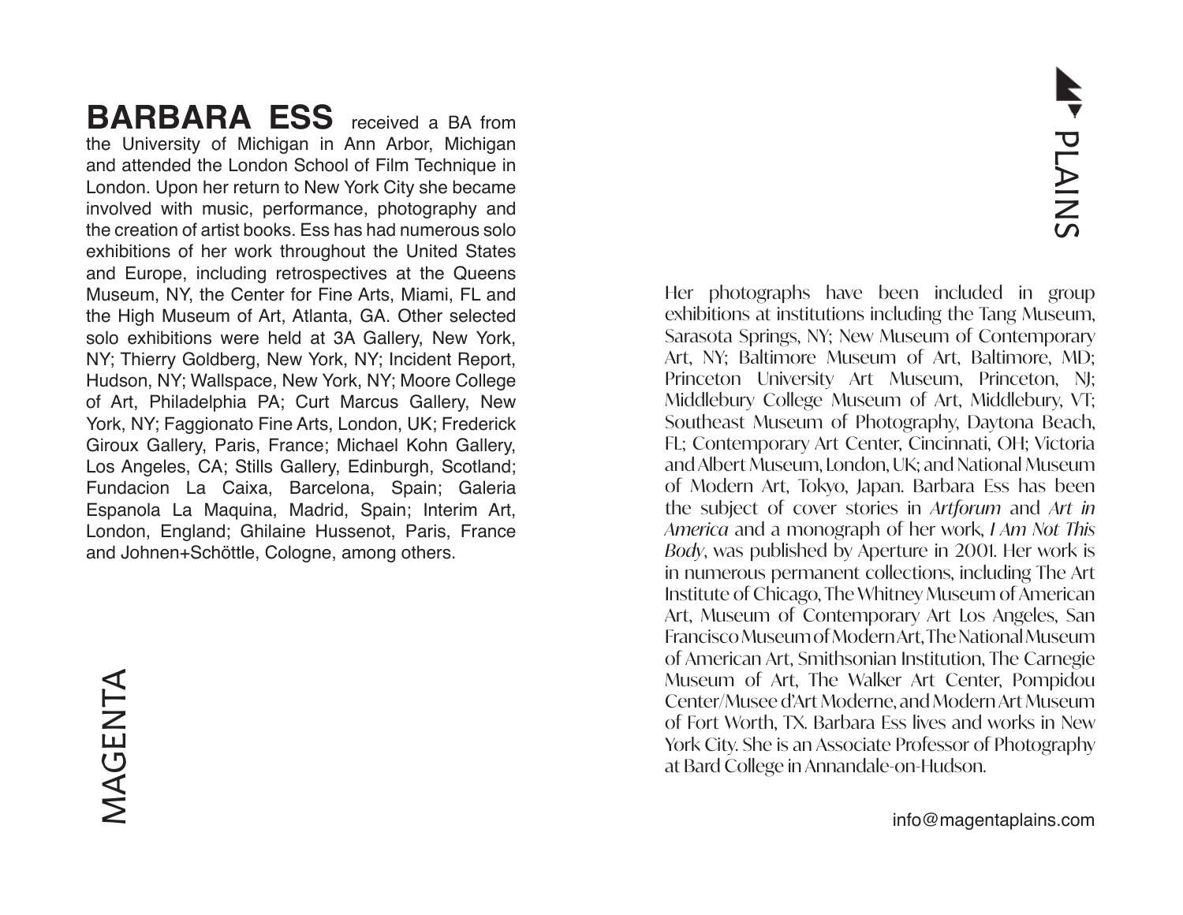**BARBARA ESS** received a BA from the University of Michigan in Ann Arbor, Michigan and attended the London School of Film Technique in London. Upon her return to New York City she became involved with music, performance, photography and the creation of artist books. Ess has had numerous solo exhibitions of her work throughout the United States and Europe, including retrospectives at the Queens Museum, NY, the Center for Fine Arts, Miami, FL and the High Museum of Art, Atlanta, GA. Other selected solo exhibitions were held at 3A Gallery, New York, NY; Thierry Goldberg, New York, NY; Incident Report, Hudson, NY; Wallspace, New York, NY; Moore College of Art, Philadelphia PA; Curt Marcus Gallery, New York, NY; Faggionato Fine Arts, London, UK; Frederick Giroux Gallery, Paris, France; Michael Kohn Gallery, Los Angeles, CA; Stills Gallery, Edinburgh, Scotland; Fundacion La Caixa, Barcelona, Spain; Galeria Espanola La Maquina, Madrid, Spain; Interim Art, London, England; Ghilaine Hussenot, Paris, France and Johnen+Schöttle, Cologne, among others.

Her photographs have been included in group exhibitions at institutions including the Tang Museum, Sarasota Springs, NY; New Museum of Contemporary Art, NY; Baltimore Museum of Art, Baltimore, MD; Princeton University Art Museum, Princeton, NJ; Middlebury College Museum of Art, Middlebury, VT; Southeast Museum of Photography, Daytona Beach, FL; Contemporary Art Center, Cincinnati, OH; Victoria and Albert Museum, London, UK; and National Museum of Modern Art, Tokyo, Japan. Barbara Ess has been the subject of cover stories in *Artforum* and *Art in America* and a monograph of her work, *I Am Not This Body*, was published by Aperture in 2001. Her work is in numerous permanent collections, including The Art Institute of Chicago, The Whitney Museum of American Art, Museum of Contemporary Art Los Angeles, San Francisco Museum of Modern Art, The National Museum of American Art, Smithsonian Institution, The Carnegie Museum of Art, The Walker Art Center, Pompidou Center/Musee d'Art Moderne, and Modern Art Museum of Fort Worth, TX. Barbara Ess lives and works in New York City. She is an Associate Professor of Photography at Bard College in Annandale-on-Hudson.

MAGENTA PLAINS

info@magentaplains.com